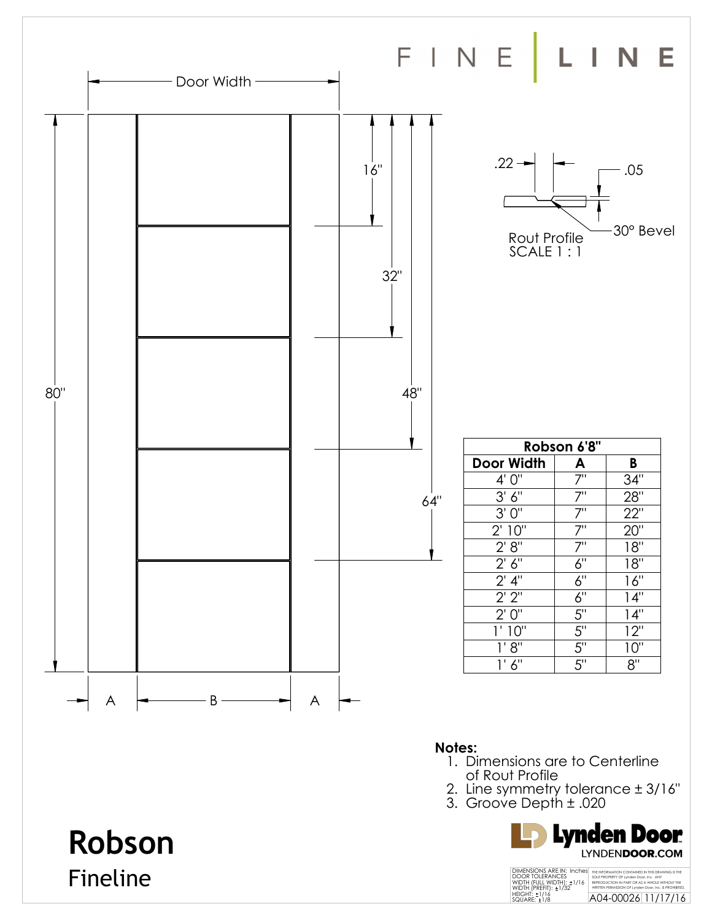FINE | LINE

Door Width

16"

32"

48"

64"

80"

A B A

.22

.05

30° Bevel

Rout Profile
SCALE 1 : 1

| Robson 6'8" | | |
|---|---|---|
| Door Width | A | B |
| 4' 0" | 7" | 34" |
| 3' 6" | 7" | 28" |
| 3' 0" | 7" | 22" |
| 2' 10" | 7" | 20" |
| 2' 8" | 7" | 18" |
| 2' 6" | 6" | 18" |
| 2' 4" | 6" | 16" |
| 2' 2" | 6" | 14" |
| 2' 0" | 5" | 14" |
| 1' 10" | 5" | 12" |
| 1' 8" | 5" | 10" |
| 1' 6" | 5" | 8" |

**Notes:**

1. Dimensions are to Centerline of Rout Profile
2. Line symmetry tolerance ± 3/16"
3. Groove Depth ± .020

# Robson

## Fineline

Lynden Door
LYNDEN**DOOR**.COM

DIMENSIONS ARE IN: Inches
DOOR TOLERANCES
WIDTH (FULL WIDTH): ±1/16
WIDTH (PREFIT): ±1/32
HEIGHT: ±1/16
SQUARE: ±1/8

THE INFORMATION CONTAINED IN THIS DRAWING IS THE SOLE PROPERTY OF Lynden Door, Inc. ANY REPRODUCTION IN PART OR AS A WHOLE WITHOUT THE WRITTEN PERMISSION OF Lynden Door, Inc. IS PROHIBITED.

A04-00026 11/17/16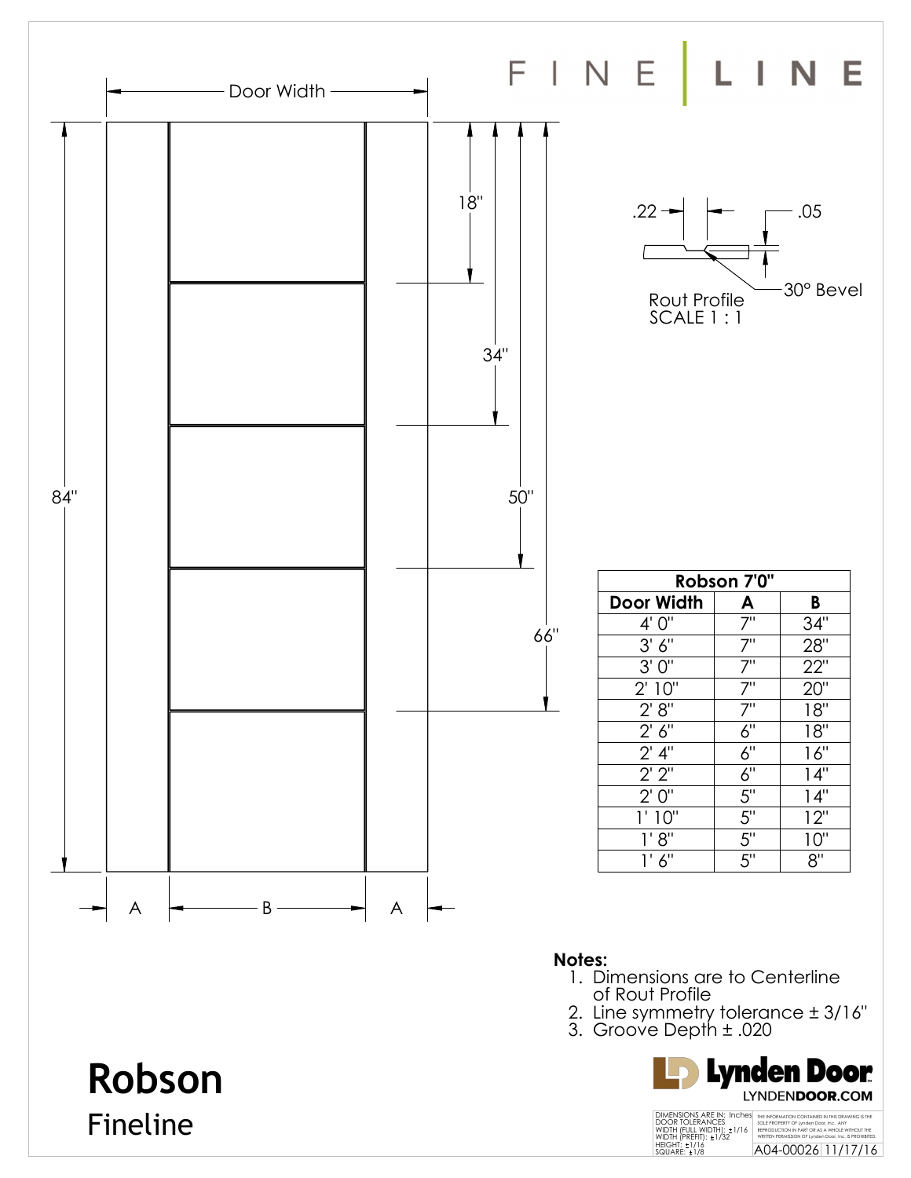# FINE | LINE

Door Width

18"

34"

50"

66"

84"

A B A

.22 .05

30° Bevel

Rout Profile
SCALE 1 : 1

| Robson 7'0" | | |
|---|---|---|
| Door Width | A | B |
| 4' 0" | 7" | 34" |
| 3' 6" | 7" | 28" |
| 3' 0" | 7" | 22" |
| 2' 10" | 7" | 20" |
| 2' 8" | 7" | 18" |
| 2' 6" | 6" | 18" |
| 2' 4" | 6" | 16" |
| 2' 2" | 6" | 14" |
| 2' 0" | 5" | 14" |
| 1' 10" | 5" | 12" |
| 1' 8" | 5" | 10" |
| 1' 6" | 5" | 8" |

**Notes:**

1. Dimensions are to Centerline of Rout Profile
2. Line symmetry tolerance ± 3/16"
3. Groove Depth ± .020

# Robson

Fineline

Lynden Door
LYNDENDOOR.COM

DIMENSIONS ARE IN: Inches
DOOR TOLERANCES
WIDTH (FULL WIDTH): ±1/16
WIDTH (PREFIT): ±1/32
HEIGHT: ±1/16
SQUARE: ±1/8

THE INFORMATION CONTAINED IN THIS DRAWING IS THE SOLE PROPERTY OF Lynden Door, Inc. ANY REPRODUCTION IN PART OR AS A WHOLE WITHOUT THE WRITTEN PERMISSION OF Lynden Door, Inc. IS PROHIBITED.

A04-00026 11/17/16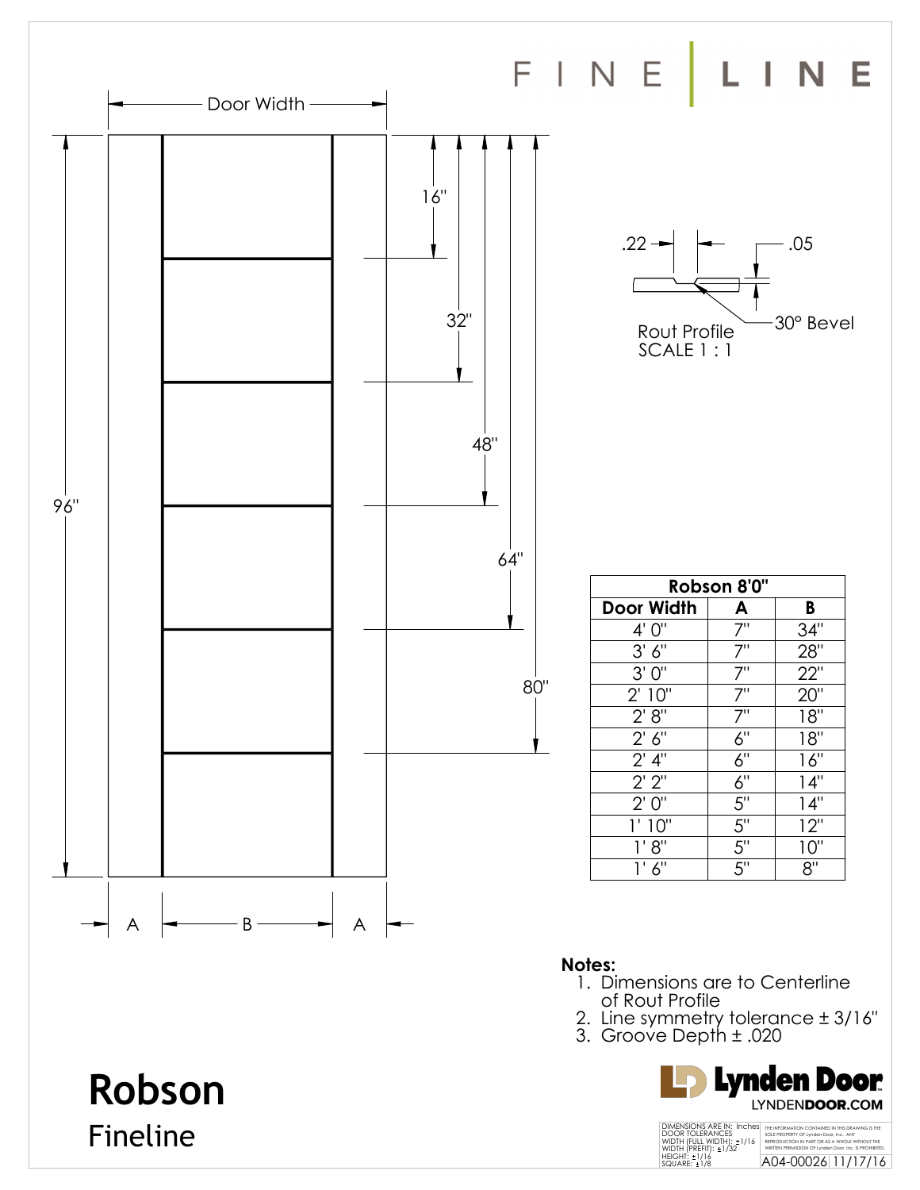FINE | LINE

Door Width

16"

32"

48"

64"

80"

96"

A B A

.22

.05

30° Bevel

Rout Profile
SCALE 1 : 1

| Robson 8'0" | | |
|---|---|---|
| Door Width | A | B |
| 4' 0" | 7" | 34" |
| 3' 6" | 7" | 28" |
| 3' 0" | 7" | 22" |
| 2' 10" | 7" | 20" |
| 2' 8" | 7" | 18" |
| 2' 6" | 6" | 18" |
| 2' 4" | 6" | 16" |
| 2' 2" | 6" | 14" |
| 2' 0" | 5" | 14" |
| 1' 10" | 5" | 12" |
| 1' 8" | 5" | 10" |
| 1' 6" | 5" | 8" |

**Notes:**

1. Dimensions are to Centerline of Rout Profile
2. Line symmetry tolerance ± 3/16"
3. Groove Depth ± .020

# Robson

## Fineline

Lynden Door
LYNDENDOOR.COM

DIMENSIONS ARE IN: Inches
DOOR TOLERANCES
WIDTH (FULL WIDTH): ±1/16
WIDTH (PREFIT): ±1/32
HEIGHT: ±1/16
SQUARE: ±1/8

THE INFORMATION CONTAINED IN THIS DRAWING IS THE SOLE PROPERTY OF Lynden Door, Inc. ANY REPRODUCTION IN PART OR AS A WHOLE WITHOUT THE WRITTEN PERMISSION OF Lynden Door, Inc. IS PROHIBITED.

A04-00026 11/17/16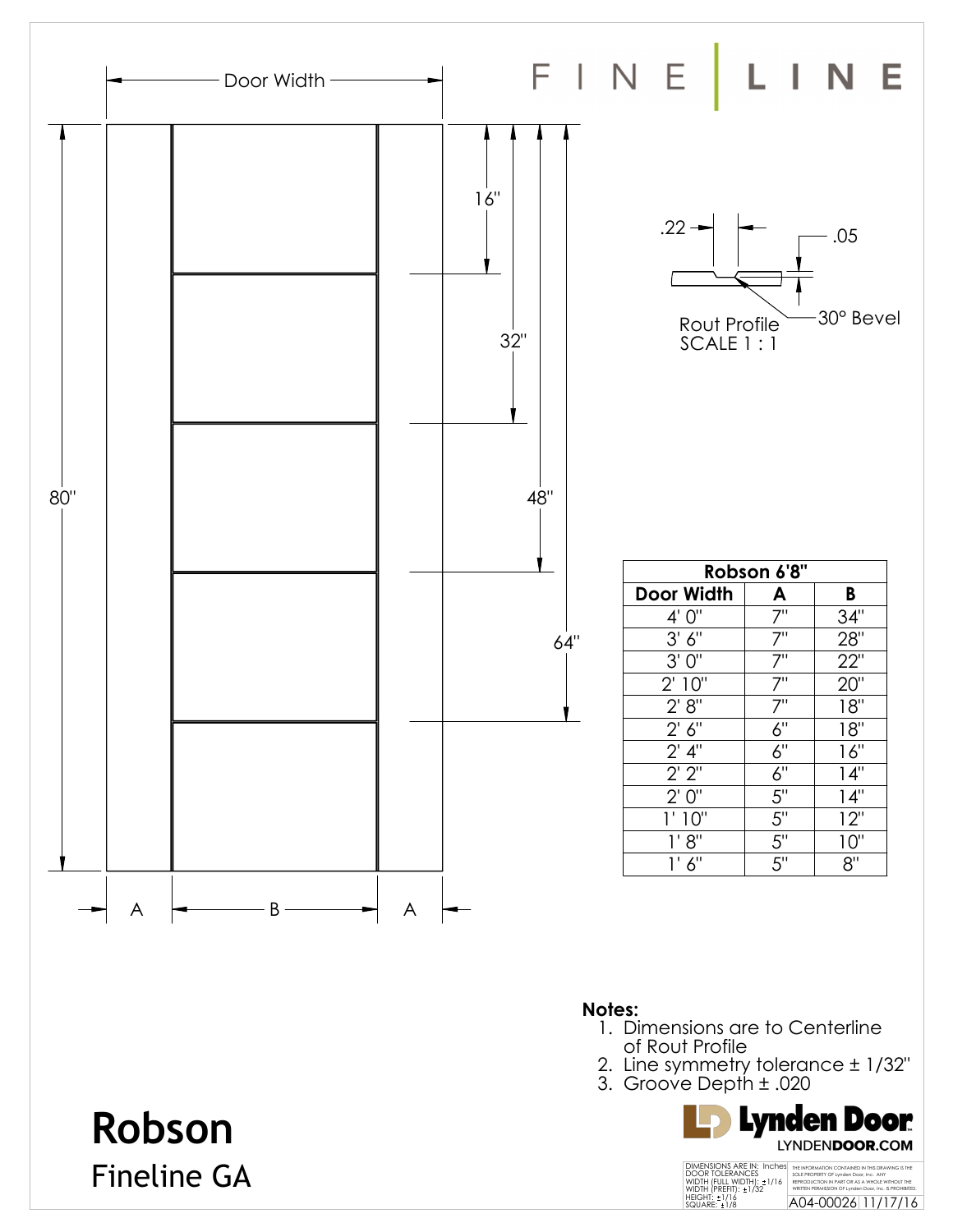FINE | LINE

Door Width

16"

32"

48"

64"

80"

A B A

.22

.05

Rout Profile
SCALE 1 : 1

30° Bevel

| Robson 6'8" | | |
|---|---|---|
| Door Width | A | B |
| 4' 0" | 7" | 34" |
| 3' 6" | 7" | 28" |
| 3' 0" | 7" | 22" |
| 2' 10" | 7" | 20" |
| 2' 8" | 7" | 18" |
| 2' 6" | 6" | 18" |
| 2' 4" | 6" | 16" |
| 2' 2" | 6" | 14" |
| 2' 0" | 5" | 14" |
| 1' 10" | 5" | 12" |
| 1' 8" | 5" | 10" |
| 1' 6" | 5" | 8" |

**Notes:**

1. Dimensions are to Centerline of Rout Profile
2. Line symmetry tolerance ± 1/32"
3. Groove Depth ± .020

# Robson

## Fineline GA

Lynden Door
LYNDENDOOR.COM

DIMENSIONS ARE IN: Inches
DOOR TOLERANCES
WIDTH (FULL WIDTH): ±1/16
WIDTH (PREFIT): ±1/32
HEIGHT: ±1/16
SQUARE: ±1/8

THE INFORMATION CONTAINED IN THIS DRAWING IS THE SOLE PROPERTY OF Lynden Door, Inc. ANY REPRODUCTION IN PART OR AS A WHOLE WITHOUT THE WRITTEN PERMISSION OF Lynden Door, Inc. IS PROHIBITED.

A04-00026 11/17/16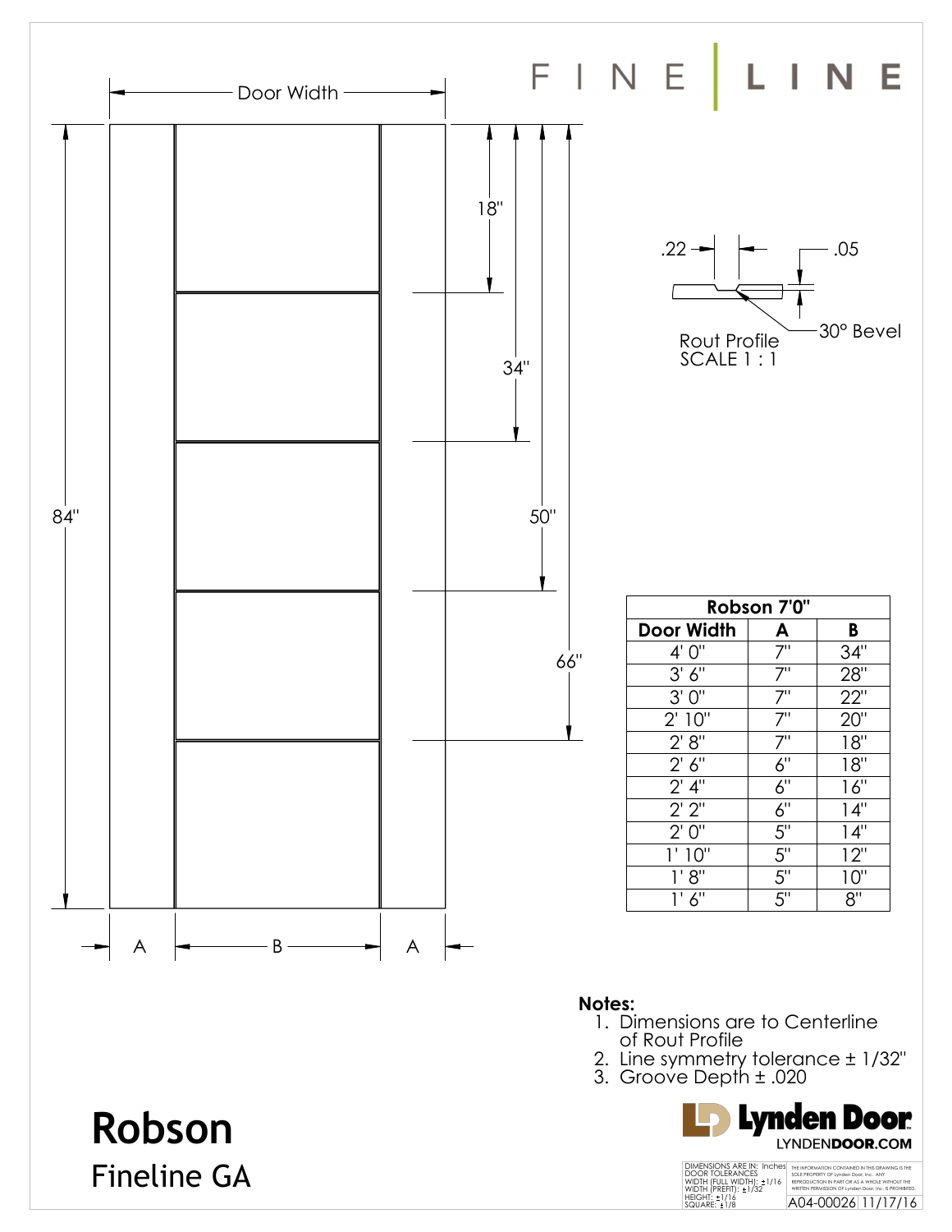FINE | LINE

Door Width

84"

18"

34"

50"

66"

A B A

.22 .05

30° Bevel

Rout Profile
SCALE 1 : 1

| Robson 7'0" | | |
|---|---|---|
| Door Width | A | B |
| 4' 0" | 7" | 34" |
| 3' 6" | 7" | 28" |
| 3' 0" | 7" | 22" |
| 2' 10" | 7" | 20" |
| 2' 8" | 7" | 18" |
| 2' 6" | 6" | 18" |
| 2' 4" | 6" | 16" |
| 2' 2" | 6" | 14" |
| 2' 0" | 5" | 14" |
| 1' 10" | 5" | 12" |
| 1' 8" | 5" | 10" |
| 1' 6" | 5" | 8" |

**Notes:**
1. Dimensions are to Centerline of Rout Profile
2. Line symmetry tolerance ± 1/32"
3. Groove Depth ± .020

# Robson
Fineline GA

Lynden Door
LYNDENDOOR.COM

DIMENSIONS ARE IN: Inches
DOOR TOLERANCES
WIDTH (FULL WIDTH): ±1/16
WIDTH (PREFIT): ±1/32
HEIGHT: ±1/16
SQUARE: ±1/8

THE INFORMATION CONTAINED IN THIS DRAWING IS THE SOLE PROPERTY OF Lynden Door, Inc. ANY REPRODUCTION IN PART OR AS A WHOLE WITHOUT THE WRITTEN PERMISSION OF Lynden Door, Inc. IS PROHIBITED.

A04-00026 11/17/16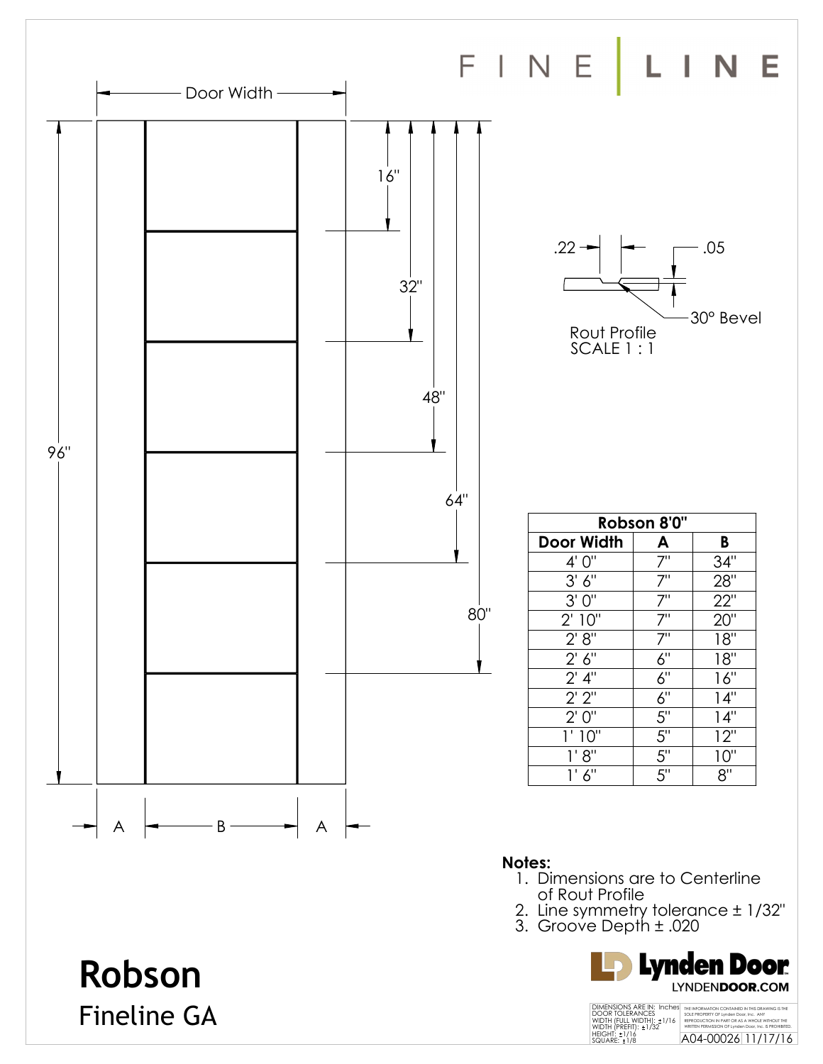FINE | LINE

Door Width

16"

32"

48"

64"

80"

96"

A B A

.22 .05

30° Bevel

Rout Profile
SCALE 1 : 1

| Robson 8'0" | | |
|---|---|---|
| Door Width | A | B |
| 4' 0" | 7" | 34" |
| 3' 6" | 7" | 28" |
| 3' 0" | 7" | 22" |
| 2' 10" | 7" | 20" |
| 2' 8" | 7" | 18" |
| 2' 6" | 6" | 18" |
| 2' 4" | 6" | 16" |
| 2' 2" | 6" | 14" |
| 2' 0" | 5" | 14" |
| 1' 10" | 5" | 12" |
| 1' 8" | 5" | 10" |
| 1' 6" | 5" | 8" |

**Notes:**
1. Dimensions are to Centerline of Rout Profile
2. Line symmetry tolerance ± 1/32"
3. Groove Depth ± .020

# Robson

Fineline GA

Lynden Door
LYNDENDOOR.COM

DIMENSIONS ARE IN: Inches
DOOR TOLERANCES
WIDTH (FULL WIDTH): ±1/16
WIDTH (PREFIT): ±1/32
HEIGHT: ±1/16
SQUARE: ±1/8

THE INFORMATION CONTAINED IN THIS DRAWING IS THE SOLE PROPERTY OF Lynden Door, Inc. ANY REPRODUCTION IN PART OR AS A WHOLE WITHOUT THE WRITTEN PERMISSION OF Lynden Door, Inc. IS PROHIBITED.

A04-00026 11/17/16